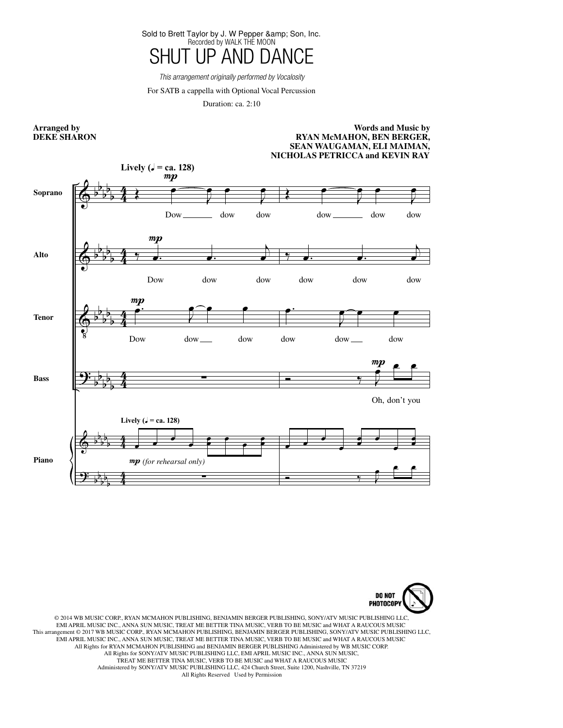Sold to Brett Taylor by J. W Pepper &amp; Son, Inc.

Recorded by WALK THE MOON

# SHUT UP AND DANCE

*This arrangement originally performed by Vocalosity*

For SATB a cappella with Optional Vocal Percussion

Duration: ca. 2:10

**Arranged by DEKE SHARON**

**Words and Music by RYAN McMAHON, BEN BERGER, SEAN WAUGAMAN, ELI MAIMAN, NICHOLAS PETRICCA and KEVIN RAY**

**Lively (♩ = ca. 128)**

Soprano: Dow dow dow dow dow dow

Alto: Dow dow dow dow dow dow

Tenor: Dow dow dow dow dow dow

Bass: Oh, don't you

Piano: *mp (for rehearsal only)*

© 2014 WB MUSIC CORP., RYAN MCMAHON PUBLISHING, BENJAMIN BERGER PUBLISHING, SONY/ATV MUSIC PUBLISHING LLC, EMI APRIL MUSIC INC., ANNA SUN MUSIC, TREAT ME BETTER TINA MUSIC, VERB TO BE MUSIC and WHAT A RAUCOUS MUSIC
This arrangement © 2017 WB MUSIC CORP., RYAN MCMAHON PUBLISHING, BENJAMIN BERGER PUBLISHING, SONY/ATV MUSIC PUBLISHING LLC, EMI APRIL MUSIC INC., ANNA SUN MUSIC, TREAT ME BETTER TINA MUSIC, VERB TO BE MUSIC and WHAT A RAUCOUS MUSIC
All Rights for RYAN MCMAHON PUBLISHING and BENJAMIN BERGER PUBLISHING Administered by WB MUSIC CORP.
All Rights for SONY/ATV MUSIC PUBLISHING LLC, EMI APRIL MUSIC INC., ANNA SUN MUSIC, TREAT ME BETTER TINA MUSIC, VERB TO BE MUSIC and WHAT A RAUCOUS MUSIC
Administered by SONY/ATV MUSIC PUBLISHING LLC, 424 Church Street, Suite 1200, Nashville, TN 37219
All Rights Reserved Used by Permission

DO NOT PHOTOCOPY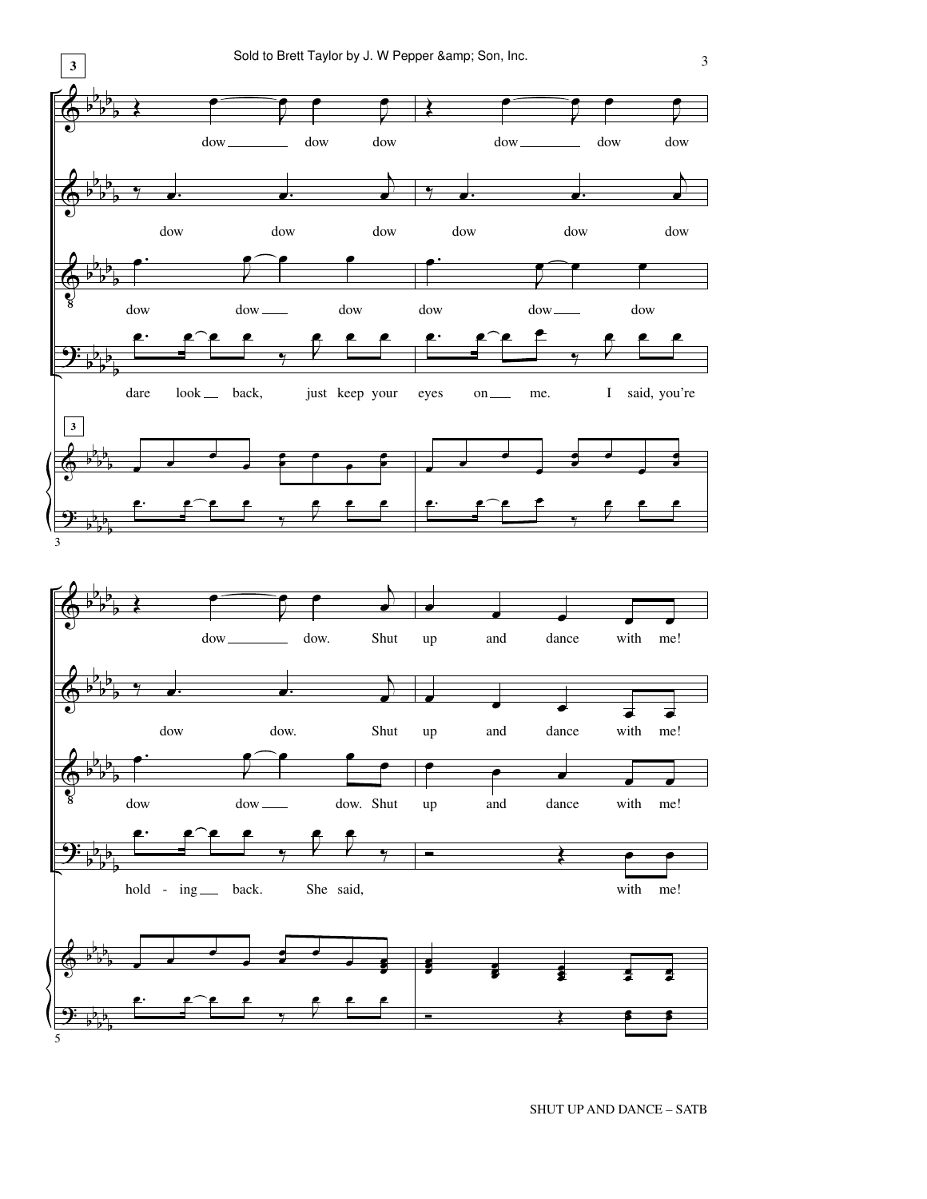dow dow dow dow dow dow

dow dow dow dow dow dow

dow dow dow dow dow dow

dare look back, just keep your eyes on me. I said, you're

dow dow. Shut up and dance with me!

dow dow. Shut up and dance with me!

dow dow dow. Shut up and dance with me!

hold - ing back. She said, with me!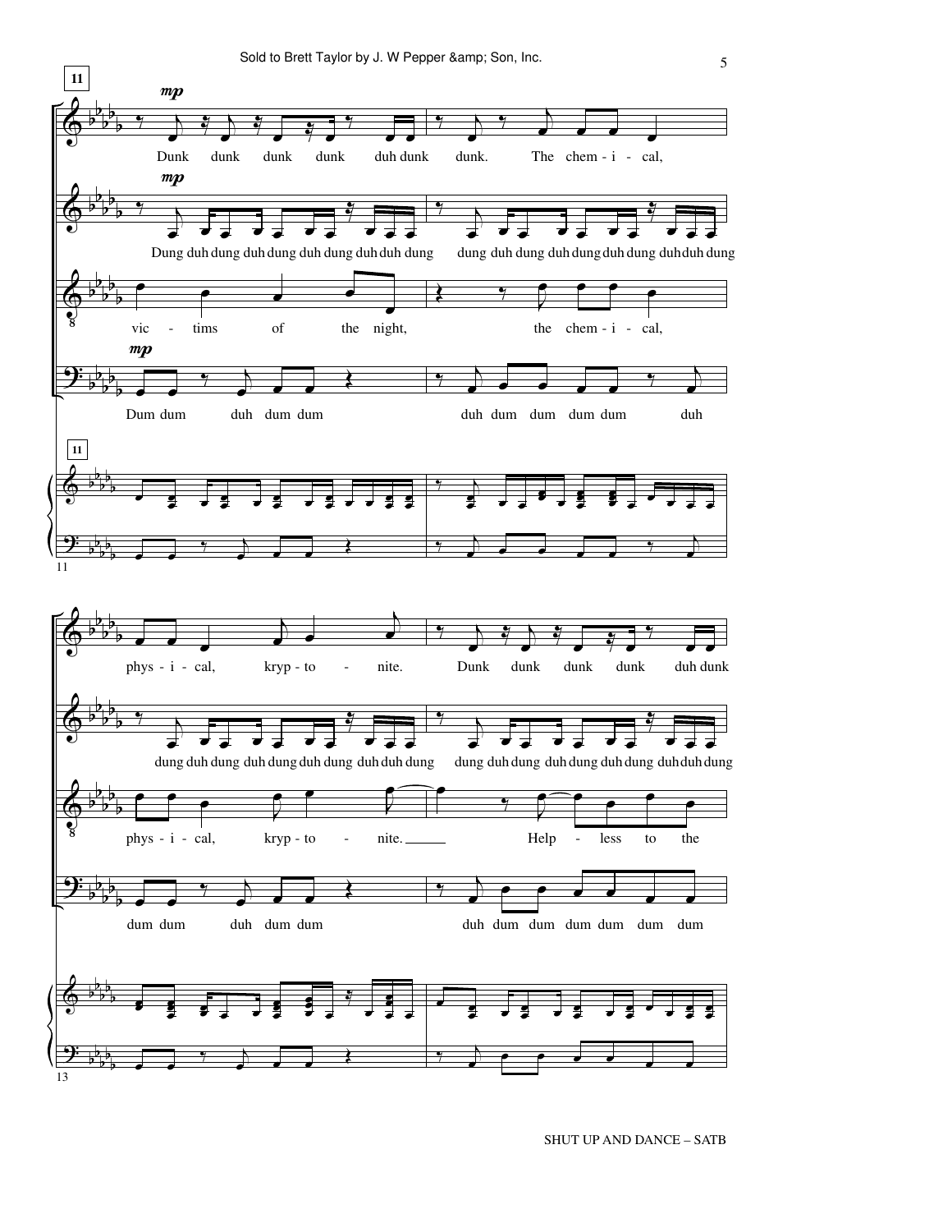**11**

*mp*

Dunk dunk dunk dunk duh dunk dunk. The chem - i - cal,

*mp*

Dung duh dung duh dung duh dung duh duh dung dung duh dung duh dung duh dung duh duh dung

vic - tims of the night, the chem - i - cal,

*mp*

Dum dum duh dum dum duh dum dum dum dum duh

**11**

phys - i - cal, kryp - to - nite. Dunk dunk dunk dunk duh dunk

dung duh dung duh dung duh dung duh duh dung dung duh dung duh dung duh dung duh duh dung

phys - i - cal, kryp - to - nite. Help - less to the

dum dum duh dum dum duh dum dum dum dum dum dum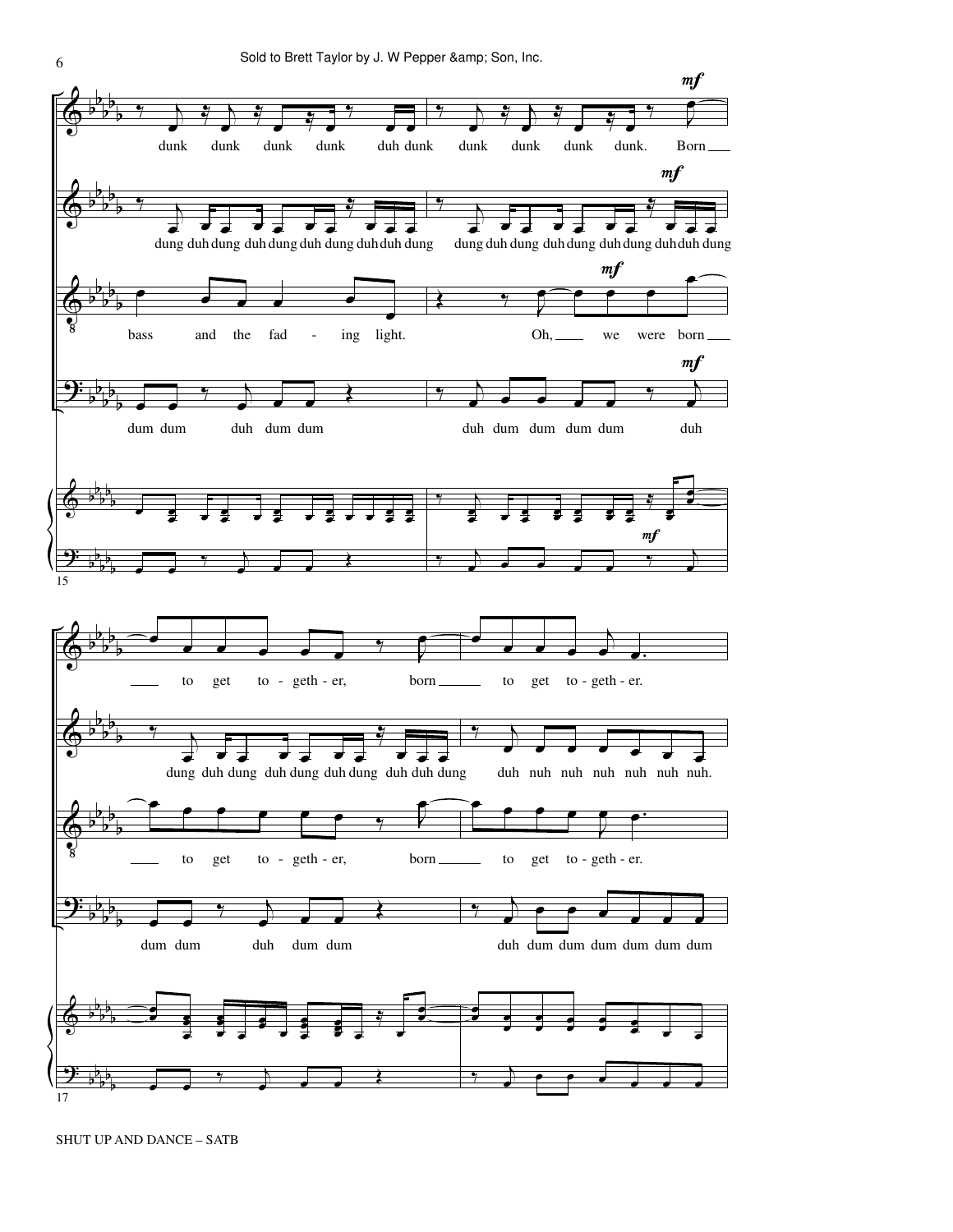dunk dunk dunk dunk duh dunk dunk dunk dunk dunk. Born to get to - geth - er, born to get to - geth - er.

dung duh dung duh dung duh dung duh duh dung dung duh dung duh dung duh dung duh duh dung dung duh dung duh dung duh dung duh duh dung duh nuh nuh nuh nuh nuh nuh.

bass and the fad - ing light. Oh, we were born to get to - geth - er, born to get to - geth - er.

dum dum duh dum dum duh dum dum dum dum duh dum dum duh dum dum duh dum dum dum dum dum dum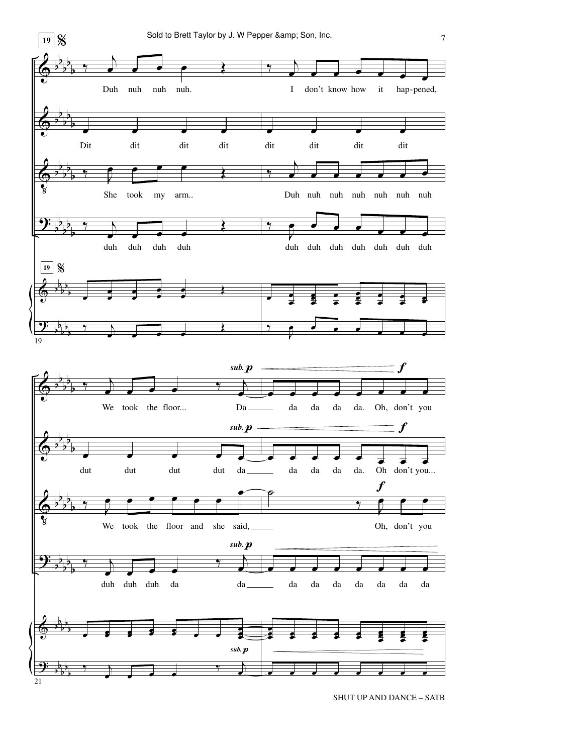**19** 𝄋

Duh nuh nuh nuh. I don't know how it hap-pened,

Dit dit dit dit dit dit dit dit

She took my arm.. Duh nuh nuh nuh nuh nuh nuh

duh duh duh duh duh duh duh duh duh duh duh

**19** 𝄋

*sub.* ***p*** ***f***

We took the floor... Da da da da da. Oh, don't you

*sub.* ***p*** ***f***

dut dut dut dut da da da da da. Oh don't you...

***f***

We took the floor and she said, Oh, don't you

*sub.* ***p***

duh duh duh da da da da da da da da da

*sub.* ***p***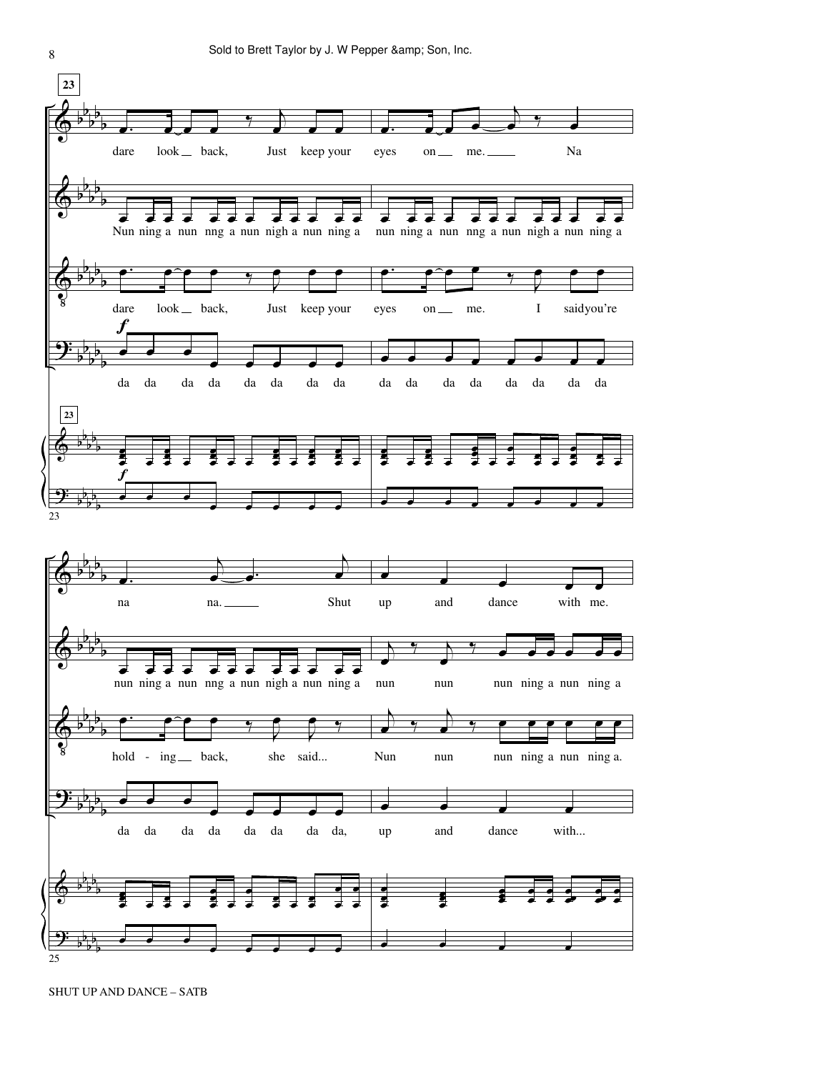**23**

dare look back, Just keep your eyes on me. Na na na. Shut up and dance with me.

Nun ning a nun nng a nun nigh a nun ning a nun ning a nun nng a nun nigh a nun ning a nun ning a nun nng a nun nigh a nun ning a nun nun nun ning a nun ning a

dare look back, Just keep your eyes on me. I said you're hold - ing back, she said... Nun nun nun ning a nun ning a.

*f* da da da da da da da da da da da da da da da da da da da da da da da da, up and dance with...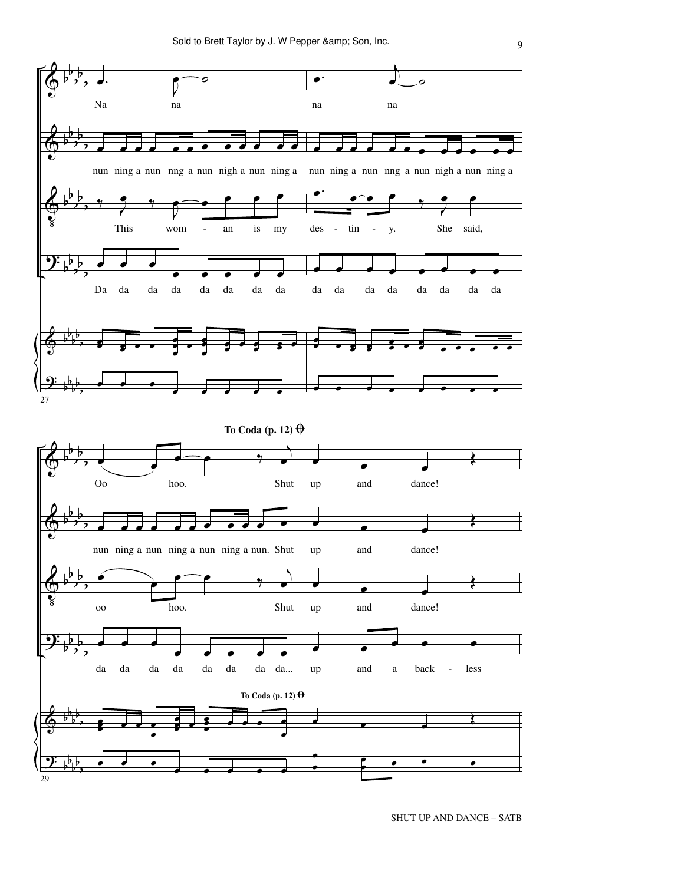Na na na na

nun ning a nun nng a nun nigh a nun ning a nun ning a nun nng a nun nigh a nun ning a

This wom - an is my des - tin - y. She said,

Da da da da da da da da da da da da da da da da

27

**To Coda (p. 12)** ⊕

Oo hoo. Shut up and dance!

nun ning a nun ning a nun ning a nun. Shut up and dance!

oo hoo. Shut up and dance!

da da da da da da da da... up and a back - less

**To Coda (p. 12)** ⊕

29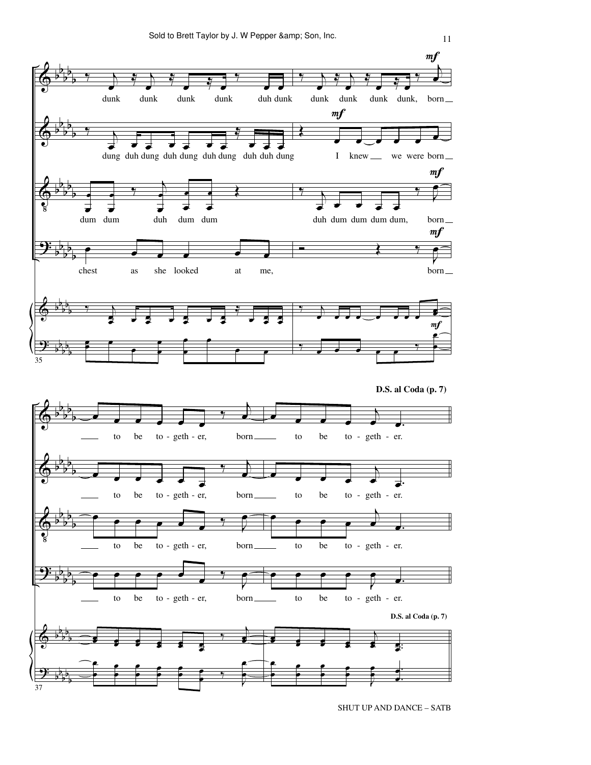mf

dunk dunk dunk dunk duh dunk dunk dunk dunk dunk, born

mf

dung duh dung duh dung duh dung duh duh dung I knew we were born

mf

dum dum duh dum dum duh dum dum dum dum, born

mf

chest as she looked at me, born

mf

**D.S. al Coda (p. 7)**

to be to - geth - er, born to be to - geth - er.

to be to - geth - er, born to be to - geth - er.

to be to - geth - er, born to be to - geth - er.

to be to - geth - er, born to be to - geth - er.

**D.S. al Coda (p. 7)**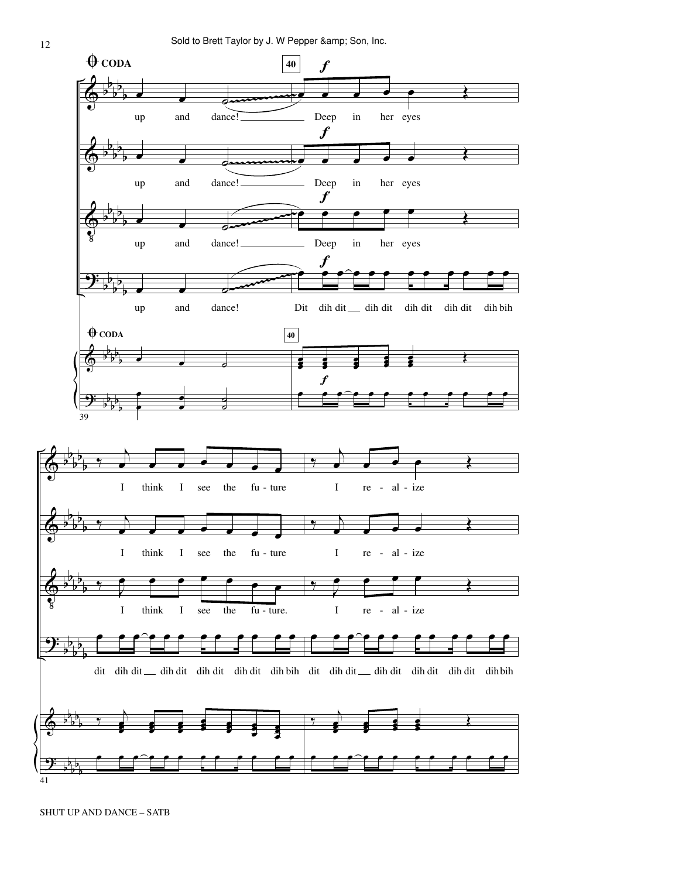Sold to Brett Taylor by J. W Pepper &amp; Son, Inc.

CODA

40

*f*

up and dance! Deep in her eyes

up and dance! Deep in her eyes

up and dance! Deep in her eyes

up and dance! Dit dih dit dih dit dih dit dih dit dih bih

I think I see the fu - ture I re - al - ize

I think I see the fu - ture I re - al - ize

I think I see the fu - ture. I re - al - ize

dit dih dit dih dit dih dit dih dit dih bih dit dih dit dih dit dih dit dih dit dih bih

SHUT UP AND DANCE – SATB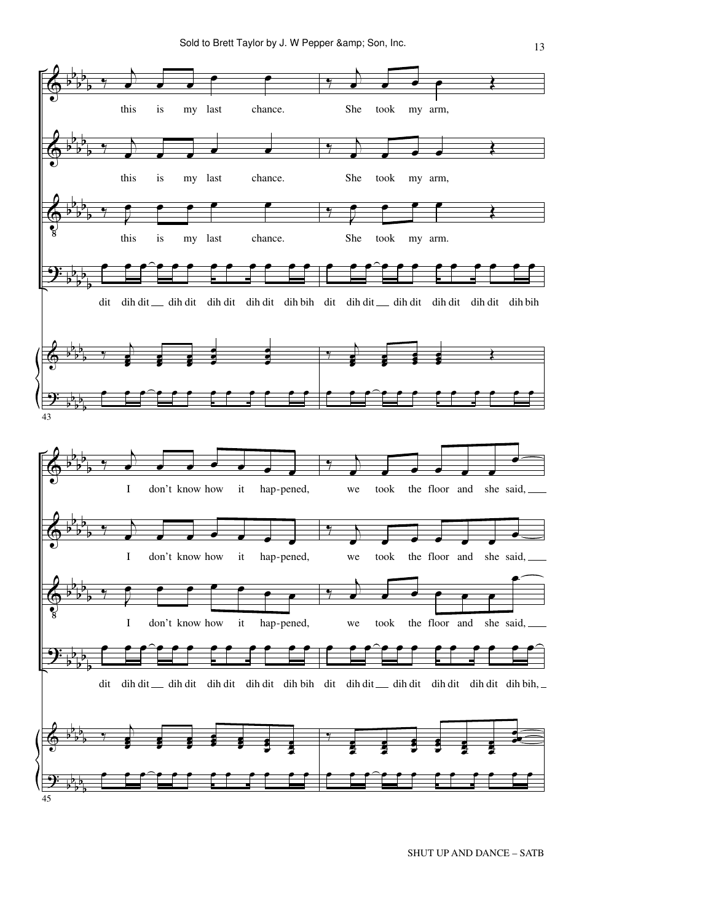this is my last chance. She took my arm,

this is my last chance. She took my arm,

this is my last chance. She took my arm.

dit dih dit __ dih dit dih dit dih dit dih bih dit dih dit __ dih dit dih dit dih dit dih bih

43

I don't know how it hap-pened, we took the floor and she said, ___

I don't know how it hap-pened, we took the floor and she said, ___

I don't know how it hap-pened, we took the floor and she said, ___

dit dih dit __ dih dit dih dit dih dit dih bih dit dih dit __ dih dit dih dit dih dit dih bih, _

45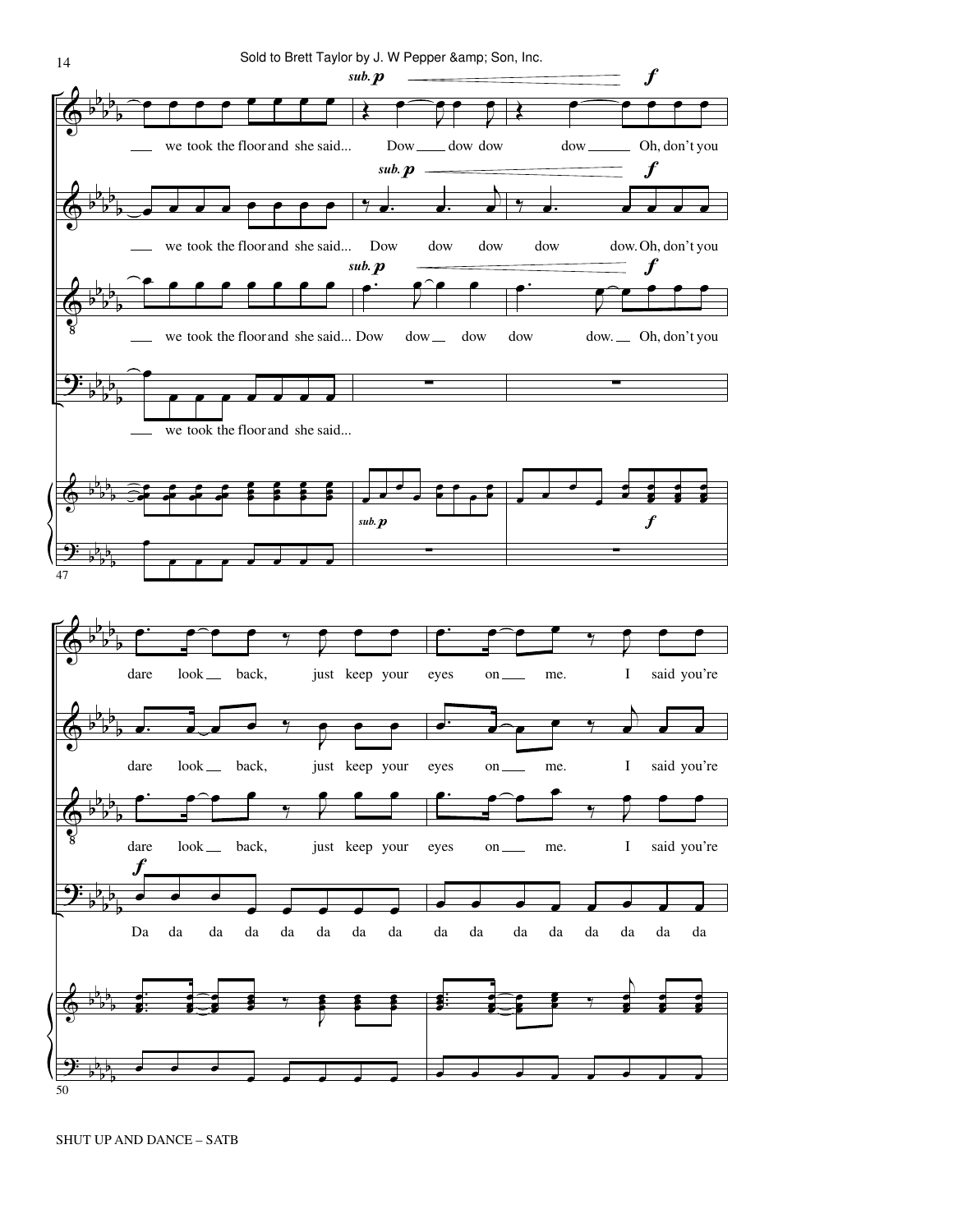sub. p — f

we took the floor and she said... Dow dow dow dow Oh, don't you

we took the floor and she said... Dow dow dow dow dow. Oh, don't you

we took the floor and she said... Dow dow dow dow dow. Oh, don't you

we took the floor and she said...

dare look back, just keep your eyes on me. I said you're

dare look back, just keep your eyes on me. I said you're

dare look back, just keep your eyes on me. I said you're

Da da da da da da da da da da da da da da da da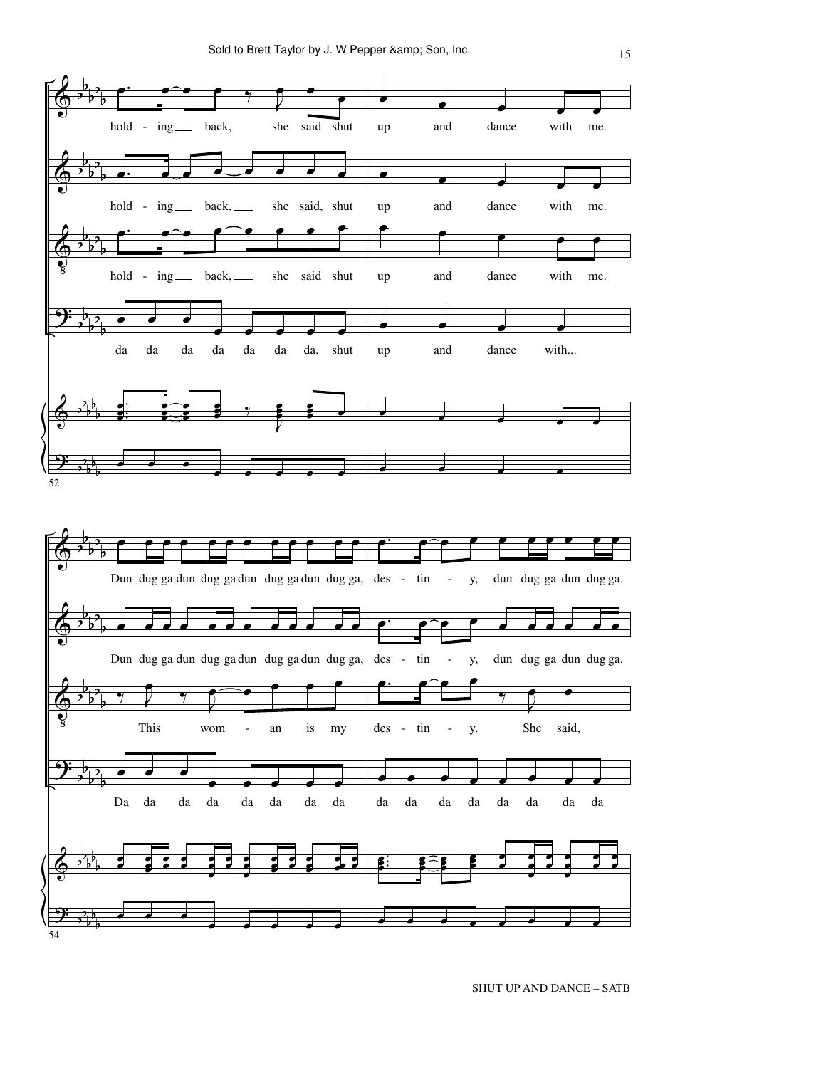hold - ing back, she said shut up and dance with me.

hold - ing back, she said, shut up and dance with me.

hold - ing back, she said shut up and dance with me.

da da da da da da da, shut up and dance with...

Dun dug ga dun dug ga dun dug ga dun dug ga, des - tin - y, dun dug ga dun dug ga.

Dun dug ga dun dug ga dun dug ga dun dug ga, des - tin - y, dun dug ga dun dug ga.

This wom - an is my des - tin - y. She said,

Da da da da da da da da da da da da da da da da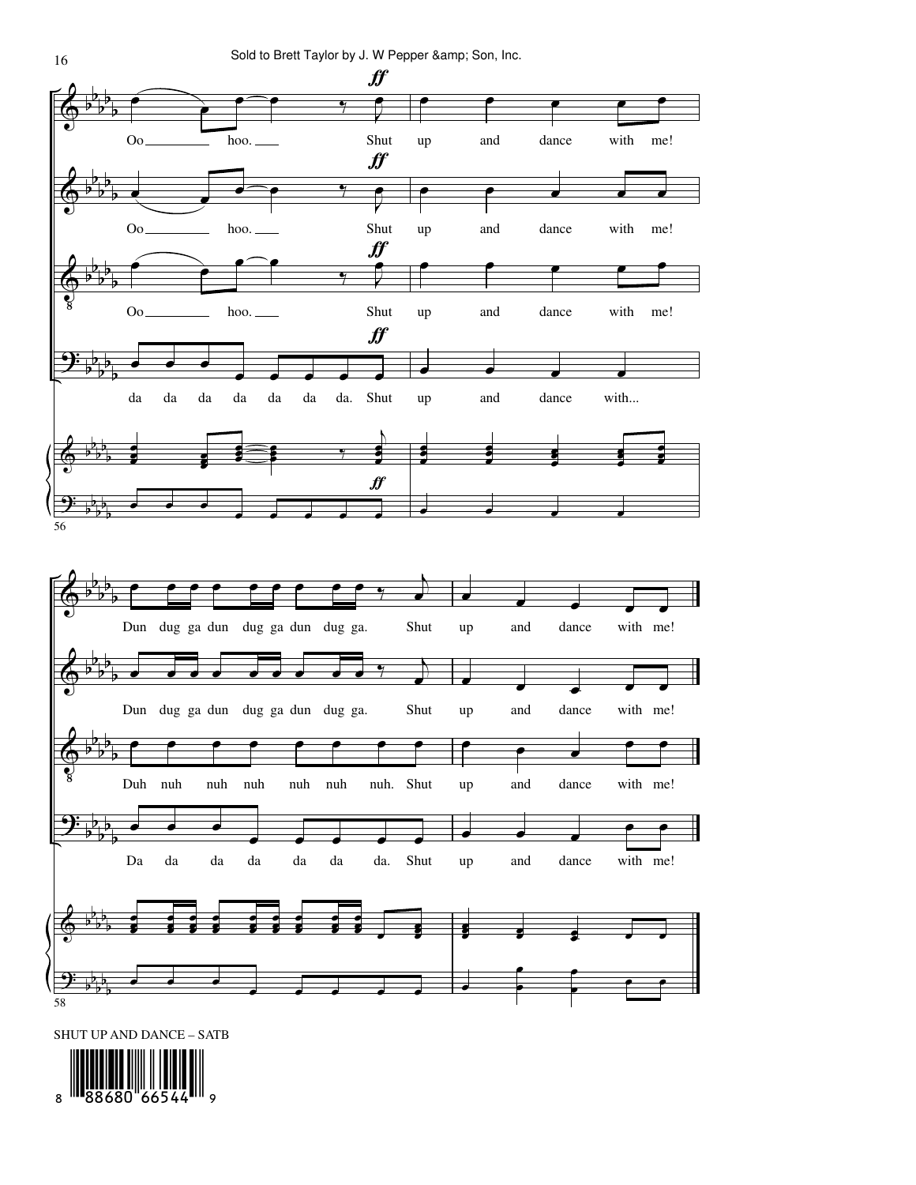Sold to Brett Taylor by J. W Pepper &amp; Son, Inc.

SHUT UP AND DANCE – SATB